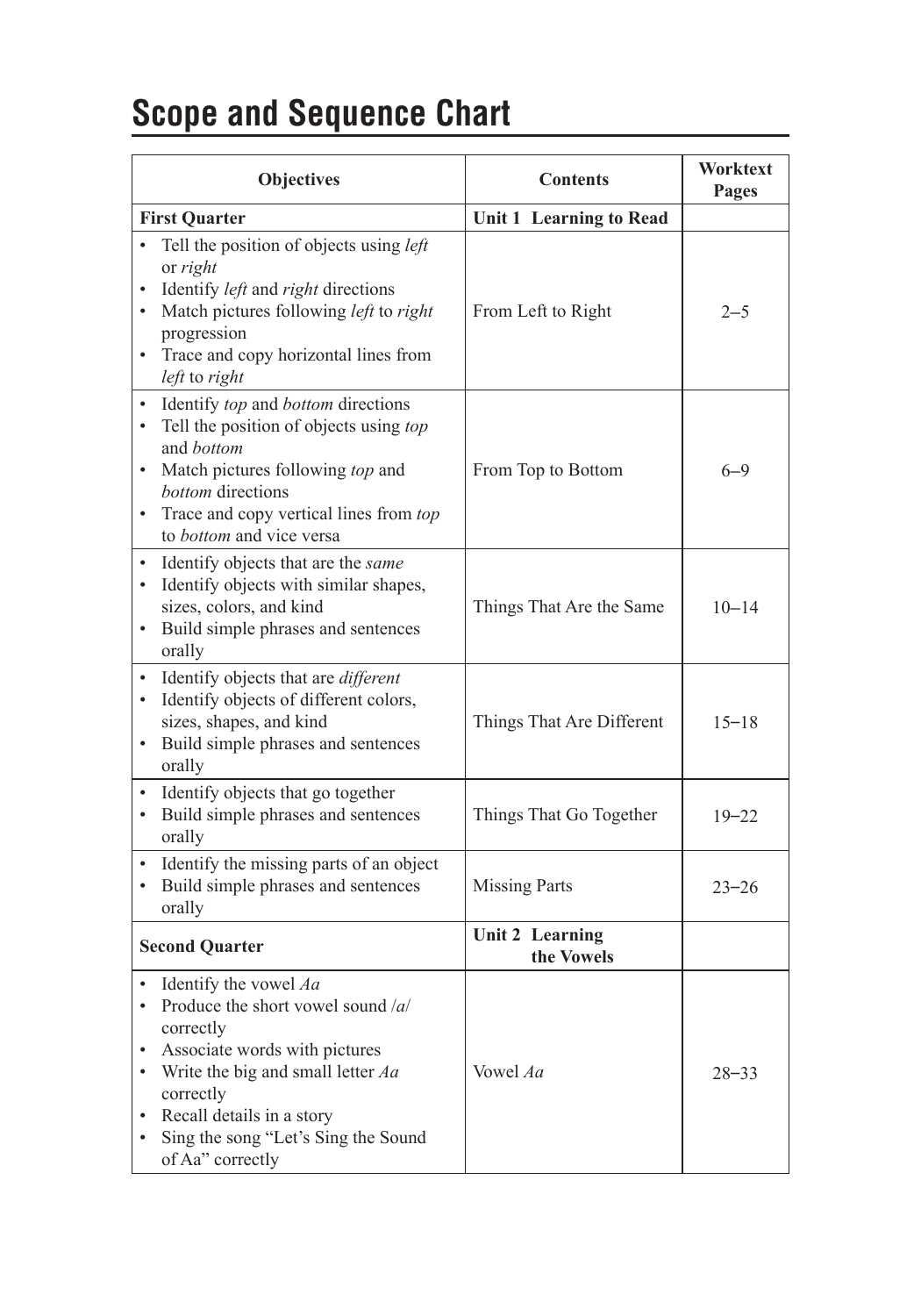# Scope and Sequence Chart

| Objectives | Contents | Worktext Pages |
|---|---|---|
| **First Quarter** | **Unit 1 Learning to Read** | |
| • Tell the position of objects using *left* or *right*<br>• Identify *left* and *right* directions<br>• Match pictures following *left* to *right* progression<br>• Trace and copy horizontal lines from *left* to *right* | From Left to Right | 2–5 |
| • Identify *top* and *bottom* directions<br>• Tell the position of objects using *top* and *bottom*<br>• Match pictures following *top* and *bottom* directions<br>• Trace and copy vertical lines from *top* to *bottom* and vice versa | From Top to Bottom | 6–9 |
| • Identify objects that are the *same*<br>• Identify objects with similar shapes, sizes, colors, and kind<br>• Build simple phrases and sentences orally | Things That Are the Same | 10–14 |
| • Identify objects that are *different*<br>• Identify objects of different colors, sizes, shapes, and kind<br>• Build simple phrases and sentences orally | Things That Are Different | 15–18 |
| • Identify objects that go together<br>• Build simple phrases and sentences orally | Things That Go Together | 19–22 |
| • Identify the missing parts of an object<br>• Build simple phrases and sentences orally | Missing Parts | 23–26 |
| **Second Quarter** | **Unit 2 Learning the Vowels** | |
| • Identify the vowel *Aa*<br>• Produce the short vowel sound /*a*/ correctly<br>• Associate words with pictures<br>• Write the big and small letter *Aa* correctly<br>• Recall details in a story<br>• Sing the song "Let's Sing the Sound of Aa" correctly | Vowel *Aa* | 28–33 |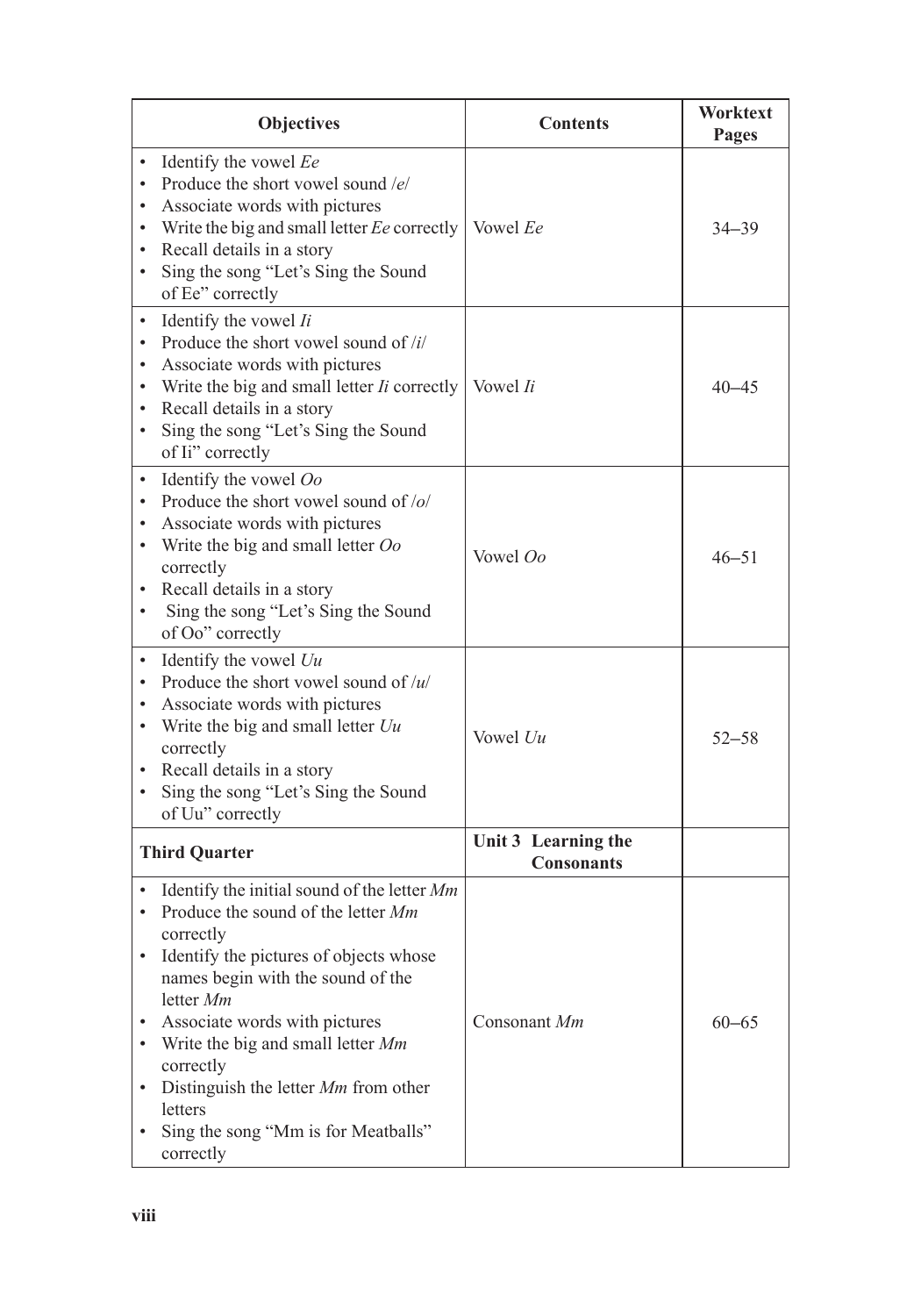| Objectives | Contents | Worktext Pages |
|---|---|---|
| • Identify the vowel *Ee*<br>• Produce the short vowel sound /*e*/<br>• Associate words with pictures<br>• Write the big and small letter *Ee* correctly<br>• Recall details in a story<br>• Sing the song "Let's Sing the Sound of Ee" correctly | Vowel *Ee* | 34–39 |
| • Identify the vowel *Ii*<br>• Produce the short vowel sound of /*i*/<br>• Associate words with pictures<br>• Write the big and small letter *Ii* correctly<br>• Recall details in a story<br>• Sing the song "Let's Sing the Sound of Ii" correctly | Vowel *Ii* | 40–45 |
| • Identify the vowel *Oo*<br>• Produce the short vowel sound of /*o*/<br>• Associate words with pictures<br>• Write the big and small letter *Oo* correctly<br>• Recall details in a story<br>• Sing the song "Let's Sing the Sound of Oo" correctly | Vowel *Oo* | 46–51 |
| • Identify the vowel *Uu*<br>• Produce the short vowel sound of /*u*/<br>• Associate words with pictures<br>• Write the big and small letter *Uu* correctly<br>• Recall details in a story<br>• Sing the song "Let's Sing the Sound of Uu" correctly | Vowel *Uu* | 52–58 |
| **Third Quarter** | **Unit 3 Learning the Consonants** | |
| • Identify the initial sound of the letter *Mm*<br>• Produce the sound of the letter *Mm* correctly<br>• Identify the pictures of objects whose names begin with the sound of the letter *Mm*<br>• Associate words with pictures<br>• Write the big and small letter *Mm* correctly<br>• Distinguish the letter *Mm* from other letters<br>• Sing the song "Mm is for Meatballs" correctly | Consonant *Mm* | 60–65 |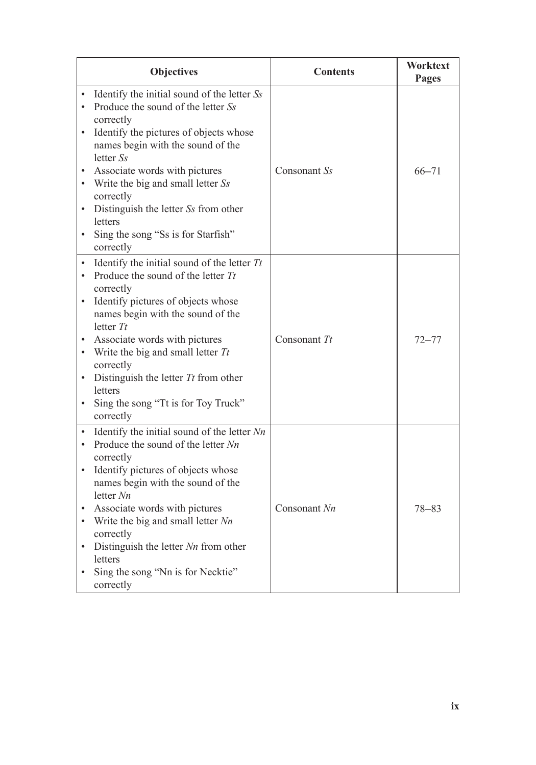| Objectives | Contents | Worktext Pages |
|---|---|---|
| • Identify the initial sound of the letter *Ss*<br>• Produce the sound of the letter *Ss* correctly<br>• Identify the pictures of objects whose names begin with the sound of the letter *Ss*<br>• Associate words with pictures<br>• Write the big and small letter *Ss* correctly<br>• Distinguish the letter *Ss* from other letters<br>• Sing the song "Ss is for Starfish" correctly | Consonant *Ss* | 66–71 |
| • Identify the initial sound of the letter *Tt*<br>• Produce the sound of the letter *Tt* correctly<br>• Identify pictures of objects whose names begin with the sound of the letter *Tt*<br>• Associate words with pictures<br>• Write the big and small letter *Tt* correctly<br>• Distinguish the letter *Tt* from other letters<br>• Sing the song "Tt is for Toy Truck" correctly | Consonant *Tt* | 72–77 |
| • Identify the initial sound of the letter *Nn*<br>• Produce the sound of the letter *Nn* correctly<br>• Identify pictures of objects whose names begin with the sound of the letter *Nn*<br>• Associate words with pictures<br>• Write the big and small letter *Nn* correctly<br>• Distinguish the letter *Nn* from other letters<br>• Sing the song "Nn is for Necktie" correctly | Consonant *Nn* | 78–83 |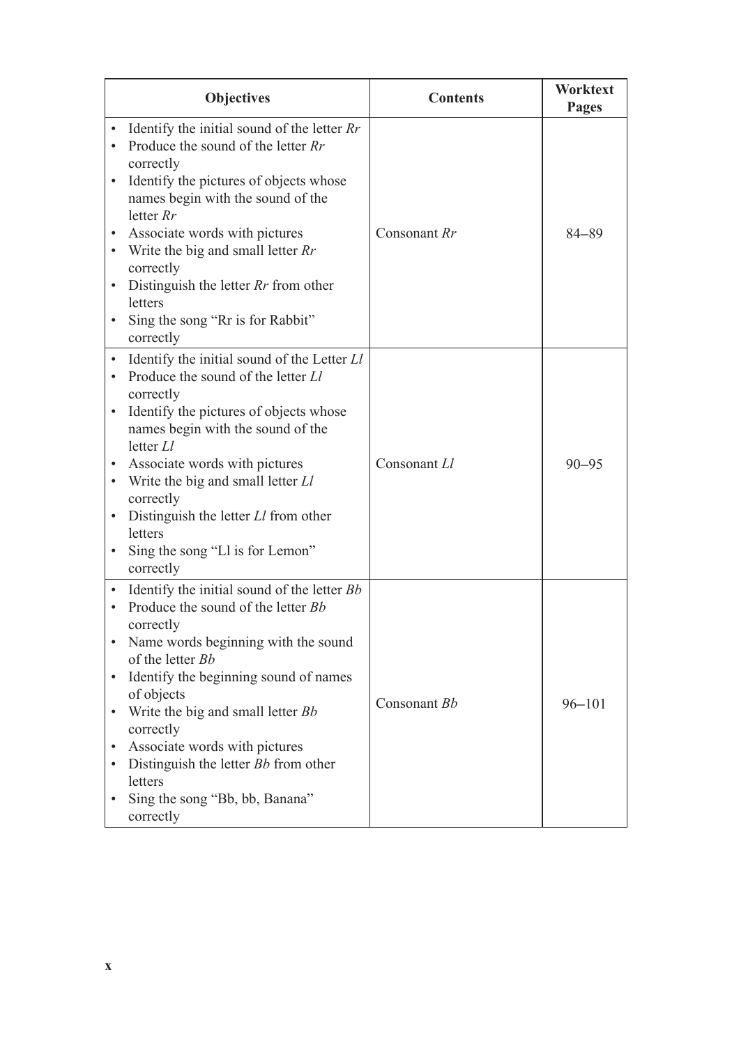| Objectives | Contents | Worktext Pages |
|---|---|---|
| • Identify the initial sound of the letter *Rr*<br>• Produce the sound of the letter *Rr* correctly<br>• Identify the pictures of objects whose names begin with the sound of the letter *Rr*<br>• Associate words with pictures<br>• Write the big and small letter *Rr* correctly<br>• Distinguish the letter *Rr* from other letters<br>• Sing the song "Rr is for Rabbit" correctly | Consonant *Rr* | 84–89 |
| • Identify the initial sound of the Letter *Ll*<br>• Produce the sound of the letter *Ll* correctly<br>• Identify the pictures of objects whose names begin with the sound of the letter *Ll*<br>• Associate words with pictures<br>• Write the big and small letter *Ll* correctly<br>• Distinguish the letter *Ll* from other letters<br>• Sing the song "Ll is for Lemon" correctly | Consonant *Ll* | 90–95 |
| • Identify the initial sound of the letter *Bb*<br>• Produce the sound of the letter *Bb* correctly<br>• Name words beginning with the sound of the letter *Bb*<br>• Identify the beginning sound of names of objects<br>• Write the big and small letter *Bb* correctly<br>• Associate words with pictures<br>• Distinguish the letter *Bb* from other letters<br>• Sing the song "Bb, bb, Banana" correctly | Consonant *Bb* | 96–101 |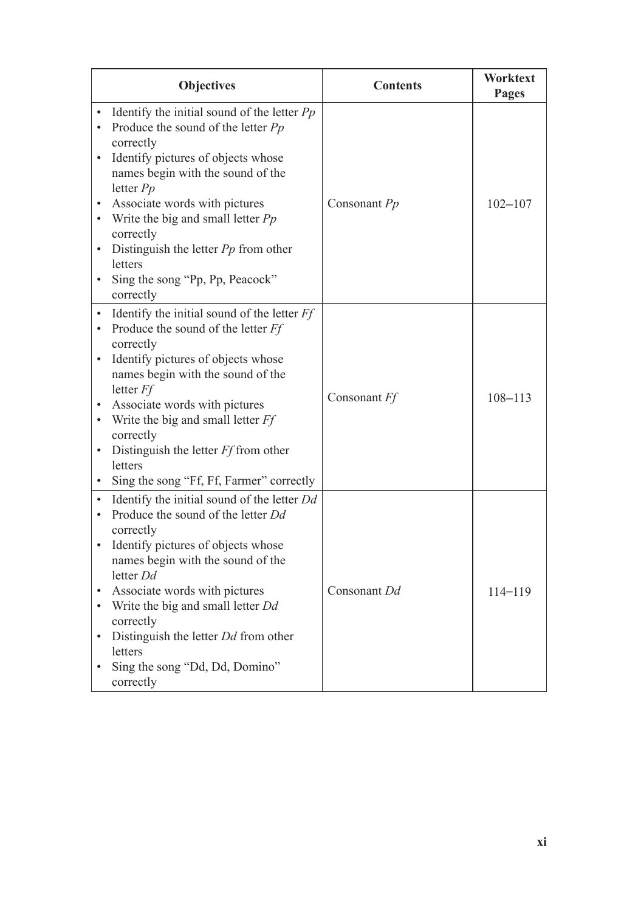| Objectives | Contents | Worktext Pages |
|---|---|---|
| • Identify the initial sound of the letter *Pp*<br>• Produce the sound of the letter *Pp* correctly<br>• Identify pictures of objects whose names begin with the sound of the letter *Pp*<br>• Associate words with pictures<br>• Write the big and small letter *Pp* correctly<br>• Distinguish the letter *Pp* from other letters<br>• Sing the song "Pp, Pp, Peacock" correctly | Consonant *Pp* | 102–107 |
| • Identify the initial sound of the letter *Ff*<br>• Produce the sound of the letter *Ff* correctly<br>• Identify pictures of objects whose names begin with the sound of the letter *Ff*<br>• Associate words with pictures<br>• Write the big and small letter *Ff* correctly<br>• Distinguish the letter *Ff* from other letters<br>• Sing the song "Ff, Ff, Farmer" correctly | Consonant *Ff* | 108–113 |
| • Identify the initial sound of the letter *Dd*<br>• Produce the sound of the letter *Dd* correctly<br>• Identify pictures of objects whose names begin with the sound of the letter *Dd*<br>• Associate words with pictures<br>• Write the big and small letter *Dd* correctly<br>• Distinguish the letter *Dd* from other letters<br>• Sing the song "Dd, Dd, Domino" correctly | Consonant *Dd* | 114–119 |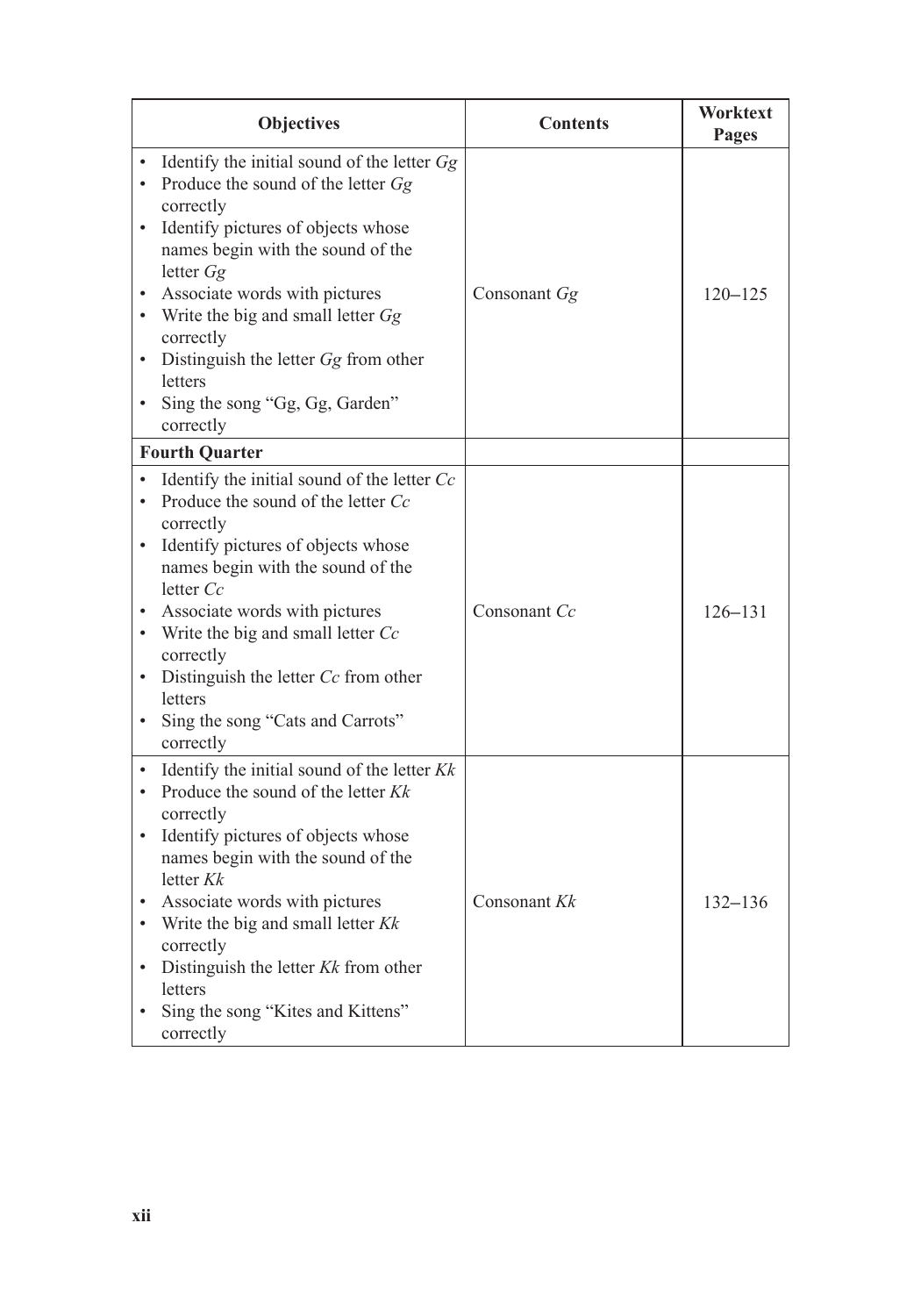| Objectives | Contents | Worktext Pages |
|---|---|---|
| • Identify the initial sound of the letter *Gg*<br>• Produce the sound of the letter *Gg* correctly<br>• Identify pictures of objects whose names begin with the sound of the letter *Gg*<br>• Associate words with pictures<br>• Write the big and small letter *Gg* correctly<br>• Distinguish the letter *Gg* from other letters<br>• Sing the song "Gg, Gg, Garden" correctly | Consonant *Gg* | 120–125 |
| **Fourth Quarter** | | |
| • Identify the initial sound of the letter *Cc*<br>• Produce the sound of the letter *Cc* correctly<br>• Identify pictures of objects whose names begin with the sound of the letter *Cc*<br>• Associate words with pictures<br>• Write the big and small letter *Cc* correctly<br>• Distinguish the letter *Cc* from other letters<br>• Sing the song "Cats and Carrots" correctly | Consonant *Cc* | 126–131 |
| • Identify the initial sound of the letter *Kk*<br>• Produce the sound of the letter *Kk* correctly<br>• Identify pictures of objects whose names begin with the sound of the letter *Kk*<br>• Associate words with pictures<br>• Write the big and small letter *Kk* correctly<br>• Distinguish the letter *Kk* from other letters<br>• Sing the song "Kites and Kittens" correctly | Consonant *Kk* | 132–136 |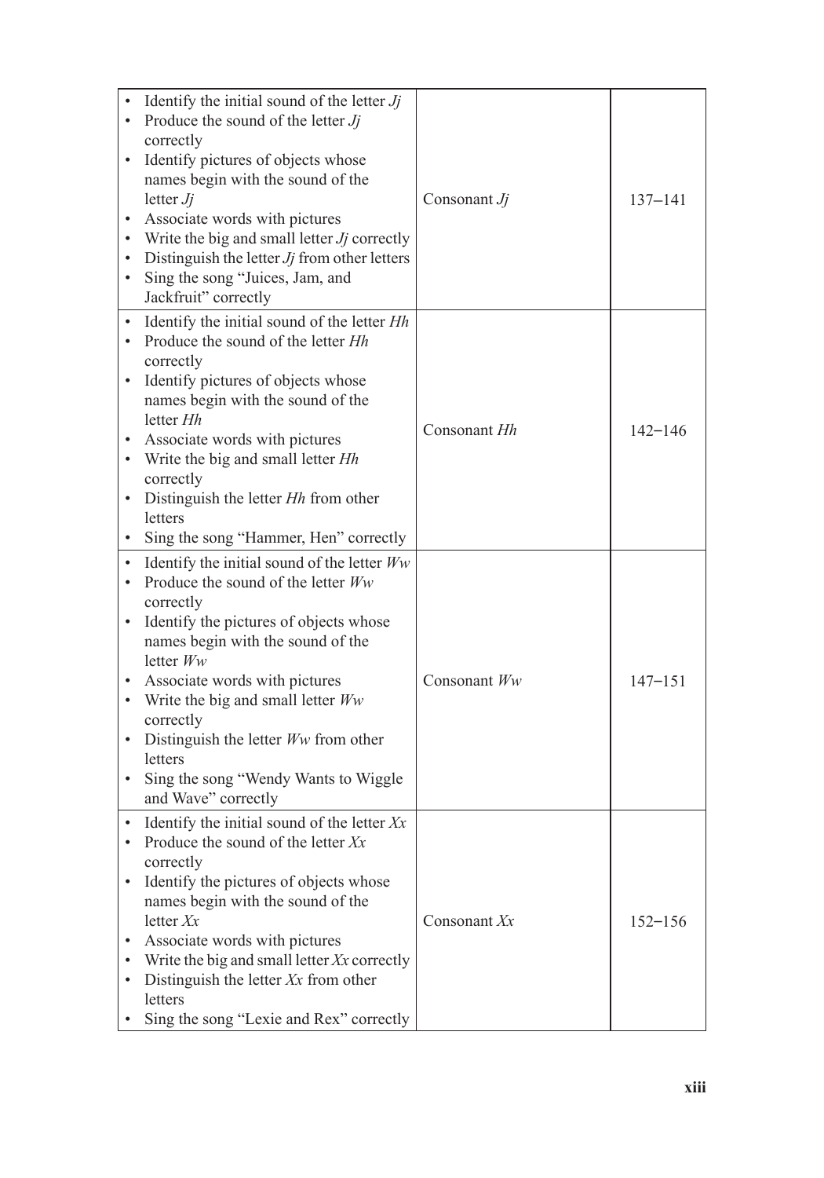| | | |
|---|---|---|
| • Identify the initial sound of the letter *Jj*<br>• Produce the sound of the letter *Jj* correctly<br>• Identify pictures of objects whose names begin with the sound of the letter *Jj*<br>• Associate words with pictures<br>• Write the big and small letter *Jj* correctly<br>• Distinguish the letter *Jj* from other letters<br>• Sing the song "Juices, Jam, and Jackfruit" correctly | Consonant *Jj* | 137–141 |
| • Identify the initial sound of the letter *Hh*<br>• Produce the sound of the letter *Hh* correctly<br>• Identify pictures of objects whose names begin with the sound of the letter *Hh*<br>• Associate words with pictures<br>• Write the big and small letter *Hh* correctly<br>• Distinguish the letter *Hh* from other letters<br>• Sing the song "Hammer, Hen" correctly | Consonant *Hh* | 142–146 |
| • Identify the initial sound of the letter *Ww*<br>• Produce the sound of the letter *Ww* correctly<br>• Identify the pictures of objects whose names begin with the sound of the letter *Ww*<br>• Associate words with pictures<br>• Write the big and small letter *Ww* correctly<br>• Distinguish the letter *Ww* from other letters<br>• Sing the song "Wendy Wants to Wiggle and Wave" correctly | Consonant *Ww* | 147–151 |
| • Identify the initial sound of the letter *Xx*<br>• Produce the sound of the letter *Xx* correctly<br>• Identify the pictures of objects whose names begin with the sound of the letter *Xx*<br>• Associate words with pictures<br>• Write the big and small letter *Xx* correctly<br>• Distinguish the letter *Xx* from other letters<br>• Sing the song "Lexie and Rex" correctly | Consonant *Xx* | 152–156 |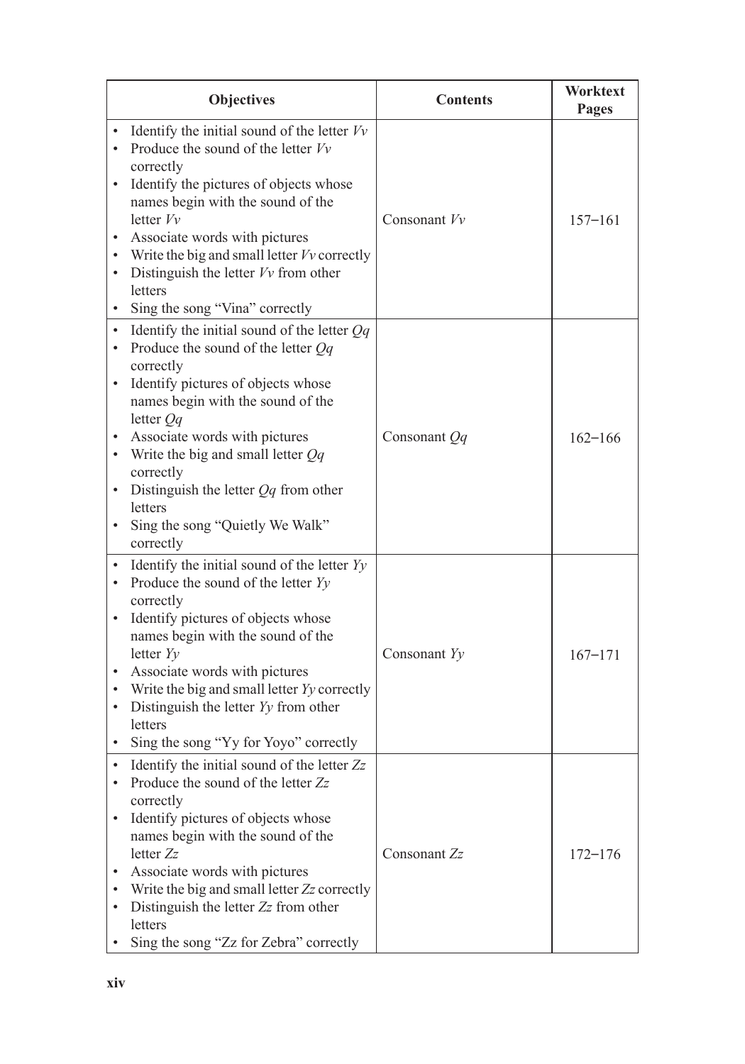| Objectives | Contents | Worktext Pages |
|---|---|---|
| • Identify the initial sound of the letter *Vv*<br>• Produce the sound of the letter *Vv* correctly<br>• Identify the pictures of objects whose names begin with the sound of the letter *Vv*<br>• Associate words with pictures<br>• Write the big and small letter *Vv* correctly<br>• Distinguish the letter *Vv* from other letters<br>• Sing the song "Vina" correctly | Consonant *Vv* | 157–161 |
| • Identify the initial sound of the letter *Qq*<br>• Produce the sound of the letter *Qq* correctly<br>• Identify pictures of objects whose names begin with the sound of the letter *Qq*<br>• Associate words with pictures<br>• Write the big and small letter *Qq* correctly<br>• Distinguish the letter *Qq* from other letters<br>• Sing the song "Quietly We Walk" correctly | Consonant *Qq* | 162–166 |
| • Identify the initial sound of the letter *Yy*<br>• Produce the sound of the letter *Yy* correctly<br>• Identify pictures of objects whose names begin with the sound of the letter *Yy*<br>• Associate words with pictures<br>• Write the big and small letter *Yy* correctly<br>• Distinguish the letter *Yy* from other letters<br>• Sing the song "Yy for Yoyo" correctly | Consonant *Yy* | 167–171 |
| • Identify the initial sound of the letter *Zz*<br>• Produce the sound of the letter *Zz* correctly<br>• Identify pictures of objects whose names begin with the sound of the letter *Zz*<br>• Associate words with pictures<br>• Write the big and small letter *Zz* correctly<br>• Distinguish the letter *Zz* from other letters<br>• Sing the song "Zz for Zebra" correctly | Consonant *Zz* | 172–176 |